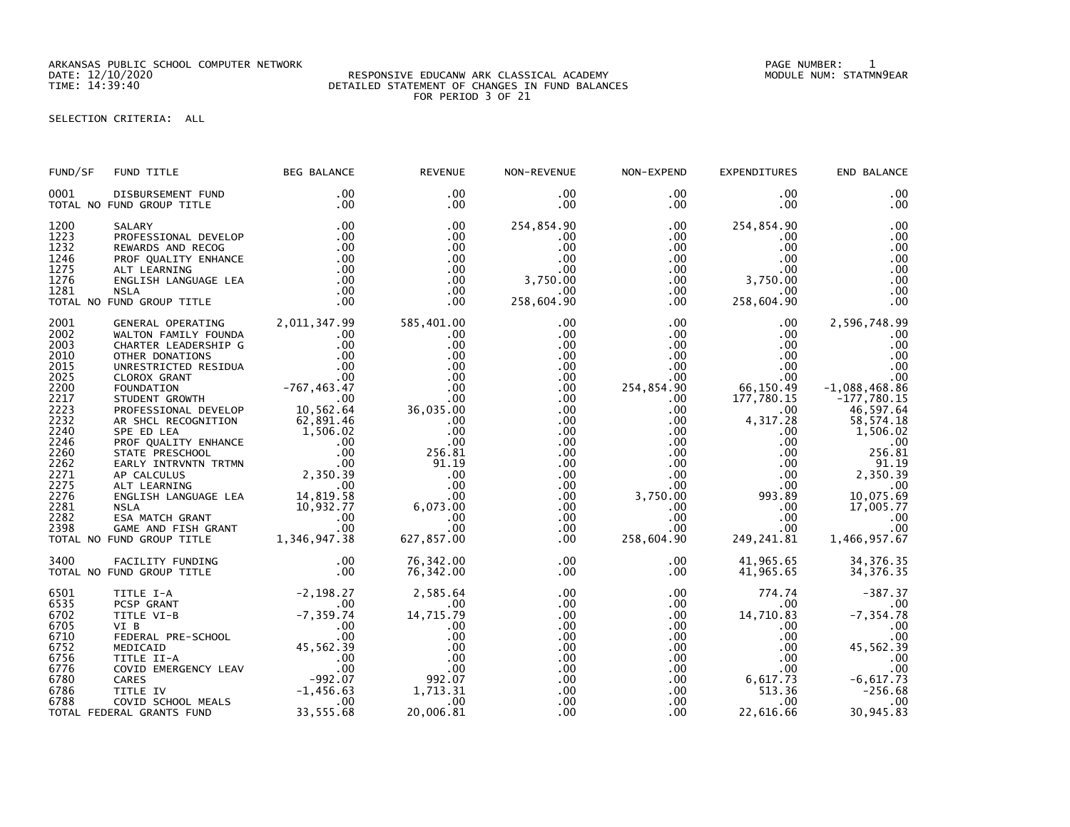ARKANSAS PUBLIC SCHOOL COMPUTER NETWORK
DATE: 12/10/2020
TIME: 14:39:40

RESPONSIVE EDUCANW ARK CLASSICAL ACADEMY
DETAILED STATEMENT OF CHANGES IN FUND BALANCES
FOR PERIOD 3 OF 21

PAGE NUMBER: 1
MODULE NUM: STATMN9EAR

SELECTION CRITERIA: ALL

| FUND/SF | FUND TITLE | BEG BALANCE | REVENUE | NON-REVENUE | NON-EXPEND | EXPENDITURES | END BALANCE |
|---|---|---|---|---|---|---|---|
| 0001 | DISBURSEMENT FUND | .00 | .00 | .00 | .00 | .00 | .00 |
| | TOTAL NO FUND GROUP TITLE | .00 | .00 | .00 | .00 | .00 | .00 |
| 1200 | SALARY | .00 | .00 | 254,854.90 | .00 | 254,854.90 | .00 |
| 1223 | PROFESSIONAL DEVELOP | .00 | .00 | .00 | .00 | .00 | .00 |
| 1232 | REWARDS AND RECOG | .00 | .00 | .00 | .00 | .00 | .00 |
| 1246 | PROF QUALITY ENHANCE | .00 | .00 | .00 | .00 | .00 | .00 |
| 1275 | ALT LEARNING | .00 | .00 | .00 | .00 | .00 | .00 |
| 1276 | ENGLISH LANGUAGE LEA | .00 | .00 | 3,750.00 | .00 | 3,750.00 | .00 |
| 1281 | NSLA | .00 | .00 | .00 | .00 | .00 | .00 |
| | TOTAL NO FUND GROUP TITLE | .00 | .00 | 258,604.90 | .00 | 258,604.90 | .00 |
| 2001 | GENERAL OPERATING | 2,011,347.99 | 585,401.00 | .00 | .00 | .00 | 2,596,748.99 |
| 2002 | WALTON FAMILY FOUNDA | .00 | .00 | .00 | .00 | .00 | .00 |
| 2003 | CHARTER LEADERSHIP G | .00 | .00 | .00 | .00 | .00 | .00 |
| 2010 | OTHER DONATIONS | .00 | .00 | .00 | .00 | .00 | .00 |
| 2015 | UNRESTRICTED RESIDUA | .00 | .00 | .00 | .00 | .00 | .00 |
| 2025 | CLOROX GRANT | .00 | .00 | .00 | .00 | .00 | .00 |
| 2200 | FOUNDATION | -767,463.47 | .00 | .00 | 254,854.90 | 66,150.49 | -1,088,468.86 |
| 2217 | STUDENT GROWTH | .00 | .00 | .00 | .00 | 177,780.15 | -177,780.15 |
| 2223 | PROFESSIONAL DEVELOP | 10,562.64 | 36,035.00 | .00 | .00 | .00 | 46,597.64 |
| 2232 | AR SHCL RECOGNITION | 62,891.46 | .00 | .00 | .00 | 4,317.28 | 58,574.18 |
| 2240 | SPE ED LEA | 1,506.02 | .00 | .00 | .00 | .00 | 1,506.02 |
| 2246 | PROF QUALITY ENHANCE | .00 | .00 | .00 | .00 | .00 | .00 |
| 2260 | STATE PRESCHOOL | .00 | 256.81 | .00 | .00 | .00 | 256.81 |
| 2262 | EARLY INTRVNTN TRTMN | .00 | 91.19 | .00 | .00 | .00 | 91.19 |
| 2271 | AP CALCULUS | 2,350.39 | .00 | .00 | .00 | .00 | 2,350.39 |
| 2275 | ALT LEARNING | .00 | .00 | .00 | .00 | .00 | .00 |
| 2276 | ENGLISH LANGUAGE LEA | 14,819.58 | .00 | .00 | 3,750.00 | 993.89 | 10,075.69 |
| 2281 | NSLA | 10,932.77 | 6,073.00 | .00 | .00 | .00 | 17,005.77 |
| 2282 | ESA MATCH GRANT | .00 | .00 | .00 | .00 | .00 | .00 |
| 2398 | GAME AND FISH GRANT | .00 | .00 | .00 | .00 | .00 | .00 |
| | TOTAL NO FUND GROUP TITLE | 1,346,947.38 | 627,857.00 | .00 | 258,604.90 | 249,241.81 | 1,466,957.67 |
| 3400 | FACILITY FUNDING | .00 | 76,342.00 | .00 | .00 | 41,965.65 | 34,376.35 |
| | TOTAL NO FUND GROUP TITLE | .00 | 76,342.00 | .00 | .00 | 41,965.65 | 34,376.35 |
| 6501 | TITLE I-A | -2,198.27 | 2,585.64 | .00 | .00 | 774.74 | -387.37 |
| 6535 | PCSP GRANT | .00 | .00 | .00 | .00 | .00 | .00 |
| 6702 | TITLE VI-B | -7,359.74 | 14,715.79 | .00 | .00 | 14,710.83 | -7,354.78 |
| 6705 | VI B | .00 | .00 | .00 | .00 | .00 | .00 |
| 6710 | FEDERAL PRE-SCHOOL | .00 | .00 | .00 | .00 | .00 | .00 |
| 6752 | MEDICAID | 45,562.39 | .00 | .00 | .00 | .00 | 45,562.39 |
| 6756 | TITLE II-A | .00 | .00 | .00 | .00 | .00 | .00 |
| 6776 | COVID EMERGENCY LEAV | .00 | .00 | .00 | .00 | .00 | .00 |
| 6780 | CARES | -992.07 | 992.07 | .00 | .00 | 6,617.73 | -6,617.73 |
| 6786 | TITLE IV | -1,456.63 | 1,713.31 | .00 | .00 | 513.36 | -256.68 |
| 6788 | COVID SCHOOL MEALS | .00 | .00 | .00 | .00 | .00 | .00 |
| | TOTAL FEDERAL GRANTS FUND | 33,555.68 | 20,006.81 | .00 | .00 | 22,616.66 | 30,945.83 |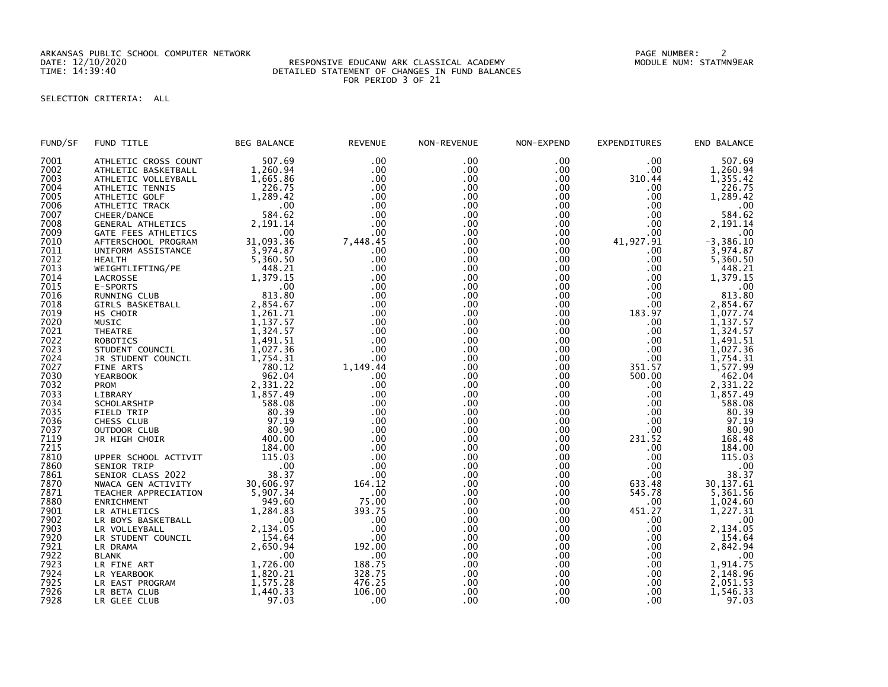ARKANSAS PUBLIC SCHOOL COMPUTER NETWORK
DATE: 12/10/2020
TIME: 14:39:40

PAGE NUMBER: 2
MODULE NUM: STATMN9EAR

RESPONSIVE EDUCANW ARK CLASSICAL ACADEMY
DETAILED STATEMENT OF CHANGES IN FUND BALANCES
FOR PERIOD 3 OF 21

SELECTION CRITERIA: ALL

| FUND/SF | FUND TITLE | BEG BALANCE | REVENUE | NON-REVENUE | NON-EXPEND | EXPENDITURES | END BALANCE |
|---|---|---|---|---|---|---|---|
| 7001 | ATHLETIC CROSS COUNT | 507.69 | .00 | .00 | .00 | .00 | 507.69 |
| 7002 | ATHLETIC BASKETBALL | 1,260.94 | .00 | .00 | .00 | .00 | 1,260.94 |
| 7003 | ATHLETIC VOLLEYBALL | 1,665.86 | .00 | .00 | .00 | 310.44 | 1,355.42 |
| 7004 | ATHLETIC TENNIS | 226.75 | .00 | .00 | .00 | .00 | 226.75 |
| 7005 | ATHLETIC GOLF | 1,289.42 | .00 | .00 | .00 | .00 | 1,289.42 |
| 7006 | ATHLETIC TRACK | .00 | .00 | .00 | .00 | .00 | .00 |
| 7007 | CHEER/DANCE | 584.62 | .00 | .00 | .00 | .00 | 584.62 |
| 7008 | GENERAL ATHLETICS | 2,191.14 | .00 | .00 | .00 | .00 | 2,191.14 |
| 7009 | GATE FEES ATHLETICS | .00 | .00 | .00 | .00 | .00 | .00 |
| 7010 | AFTERSCHOOL PROGRAM | 31,093.36 | 7,448.45 | .00 | .00 | 41,927.91 | -3,386.10 |
| 7011 | UNIFORM ASSISTANCE | 3,974.87 | .00 | .00 | .00 | .00 | 3,974.87 |
| 7012 | HEALTH | 5,360.50 | .00 | .00 | .00 | .00 | 5,360.50 |
| 7013 | WEIGHTLIFTING/PE | 448.21 | .00 | .00 | .00 | .00 | 448.21 |
| 7014 | LACROSSE | 1,379.15 | .00 | .00 | .00 | .00 | 1,379.15 |
| 7015 | E-SPORTS | .00 | .00 | .00 | .00 | .00 | .00 |
| 7016 | RUNNING CLUB | 813.80 | .00 | .00 | .00 | .00 | 813.80 |
| 7018 | GIRLS BASKETBALL | 2,854.67 | .00 | .00 | .00 | .00 | 2,854.67 |
| 7019 | HS CHOIR | 1,261.71 | .00 | .00 | .00 | 183.97 | 1,077.74 |
| 7020 | MUSIC | 1,137.57 | .00 | .00 | .00 | .00 | 1,137.57 |
| 7021 | THEATRE | 1,324.57 | .00 | .00 | .00 | .00 | 1,324.57 |
| 7022 | ROBOTICS | 1,491.51 | .00 | .00 | .00 | .00 | 1,491.51 |
| 7023 | STUDENT COUNCIL | 1,027.36 | .00 | .00 | .00 | .00 | 1,027.36 |
| 7024 | JR STUDENT COUNCIL | 1,754.31 | .00 | .00 | .00 | .00 | 1,754.31 |
| 7027 | FINE ARTS | 780.12 | 1,149.44 | .00 | .00 | 351.57 | 1,577.99 |
| 7030 | YEARBOOK | 962.04 | .00 | .00 | .00 | 500.00 | 462.04 |
| 7032 | PROM | 2,331.22 | .00 | .00 | .00 | .00 | 2,331.22 |
| 7033 | LIBRARY | 1,857.49 | .00 | .00 | .00 | .00 | 1,857.49 |
| 7034 | SCHOLARSHIP | 588.08 | .00 | .00 | .00 | .00 | 588.08 |
| 7035 | FIELD TRIP | 80.39 | .00 | .00 | .00 | .00 | 80.39 |
| 7036 | CHESS CLUB | 97.19 | .00 | .00 | .00 | .00 | 97.19 |
| 7037 | OUTDOOR CLUB | 80.90 | .00 | .00 | .00 | .00 | 80.90 |
| 7119 | JR HIGH CHOIR | 400.00 | .00 | .00 | .00 | 231.52 | 168.48 |
| 7215 | | 184.00 | .00 | .00 | .00 | .00 | 184.00 |
| 7810 | UPPER SCHOOL ACTIVIT | 115.03 | .00 | .00 | .00 | .00 | 115.03 |
| 7860 | SENIOR TRIP | .00 | .00 | .00 | .00 | .00 | .00 |
| 7861 | SENIOR CLASS 2022 | 38.37 | .00 | .00 | .00 | .00 | 38.37 |
| 7870 | NWACA GEN ACTIVITY | 30,606.97 | 164.12 | .00 | .00 | 633.48 | 30,137.61 |
| 7871 | TEACHER APPRECIATION | 5,907.34 | .00 | .00 | .00 | 545.78 | 5,361.56 |
| 7880 | ENRICHMENT | 949.60 | 75.00 | .00 | .00 | .00 | 1,024.60 |
| 7901 | LR ATHLETICS | 1,284.83 | 393.75 | .00 | .00 | 451.27 | 1,227.31 |
| 7902 | LR BOYS BASKETBALL | .00 | .00 | .00 | .00 | .00 | .00 |
| 7903 | LR VOLLEYBALL | 2,134.05 | .00 | .00 | .00 | .00 | 2,134.05 |
| 7920 | LR STUDENT COUNCIL | 154.64 | .00 | .00 | .00 | .00 | 154.64 |
| 7921 | LR DRAMA | 2,650.94 | 192.00 | .00 | .00 | .00 | 2,842.94 |
| 7922 | BLANK | .00 | .00 | .00 | .00 | .00 | .00 |
| 7923 | LR FINE ART | 1,726.00 | 188.75 | .00 | .00 | .00 | 1,914.75 |
| 7924 | LR YEARBOOK | 1,820.21 | 328.75 | .00 | .00 | .00 | 2,148.96 |
| 7925 | LR EAST PROGRAM | 1,575.28 | 476.25 | .00 | .00 | .00 | 2,051.53 |
| 7926 | LR BETA CLUB | 1,440.33 | 106.00 | .00 | .00 | .00 | 1,546.33 |
| 7928 | LR GLEE CLUB | 97.03 | .00 | .00 | .00 | .00 | 97.03 |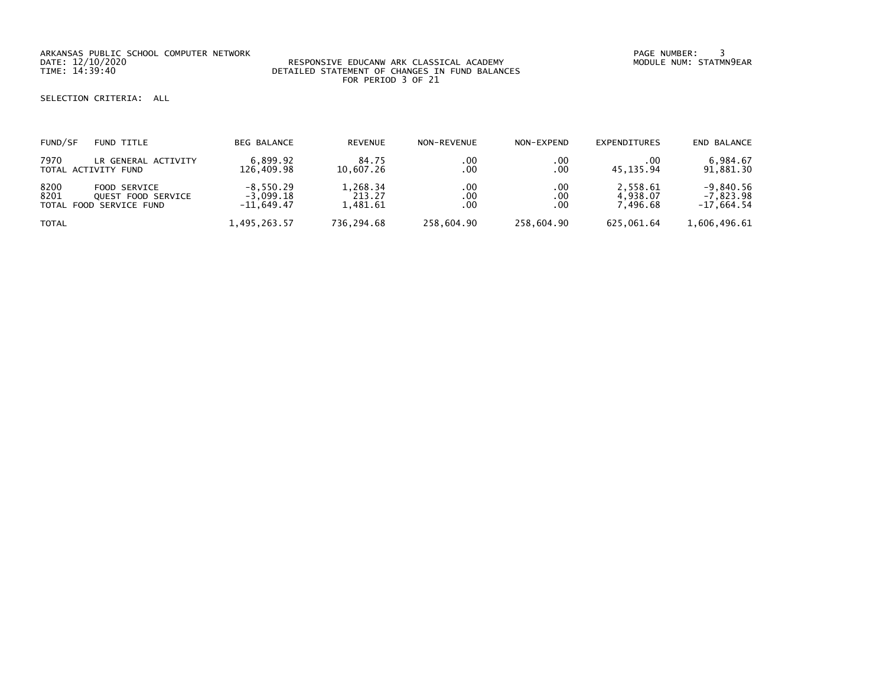ARKANSAS PUBLIC SCHOOL COMPUTER NETWORK
DATE: 12/10/2020
TIME: 14:39:40

RESPONSIVE EDUCANW ARK CLASSICAL ACADEMY
DETAILED STATEMENT OF CHANGES IN FUND BALANCES
FOR PERIOD 3 OF 21

MODULE NUM: STATMN9EAR

SELECTION CRITERIA: ALL

| FUND/SF | FUND TITLE | BEG BALANCE | REVENUE | NON-REVENUE | NON-EXPEND | EXPENDITURES | END BALANCE |
|---|---|---|---|---|---|---|---|
| 7970 | LR GENERAL ACTIVITY | 6,899.92 | 84.75 | .00 | .00 | .00 | 6,984.67 |
| TOTAL ACTIVITY FUND | | 126,409.98 | 10,607.26 | .00 | .00 | 45,135.94 | 91,881.30 |
| 8200 | FOOD SERVICE | -8,550.29 | 1,268.34 | .00 | .00 | 2,558.61 | -9,840.56 |
| 8201 | QUEST FOOD SERVICE | -3,099.18 | 213.27 | .00 | .00 | 4,938.07 | -7,823.98 |
| TOTAL FOOD SERVICE FUND | | -11,649.47 | 1,481.61 | .00 | .00 | 7,496.68 | -17,664.54 |
| TOTAL | | 1,495,263.57 | 736,294.68 | 258,604.90 | 258,604.90 | 625,061.64 | 1,606,496.61 |